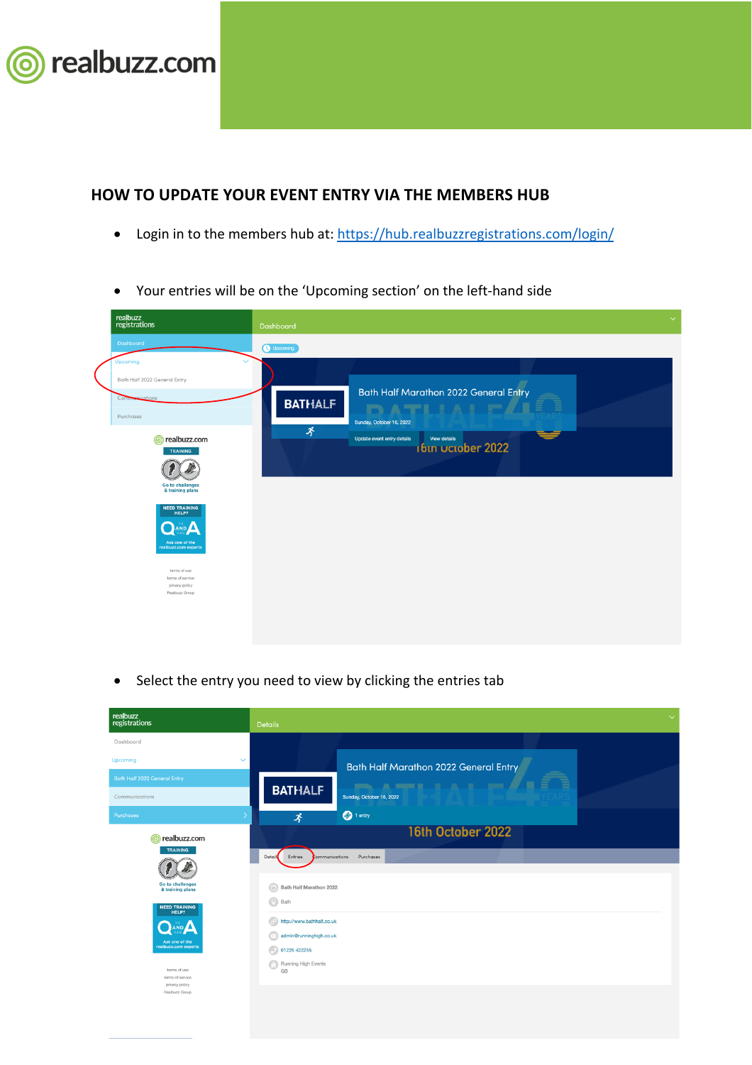# HOW TO UPDATE YOUR EVENT ENTRY VIA THE MEMBERS HUB

- Login in to the members hub at: https://hub.realbuzzregistrations.com/login/

- Your entries will be on the 'Upcoming section' on the left-hand side

- Select the entry you need to view by clicking the entries tab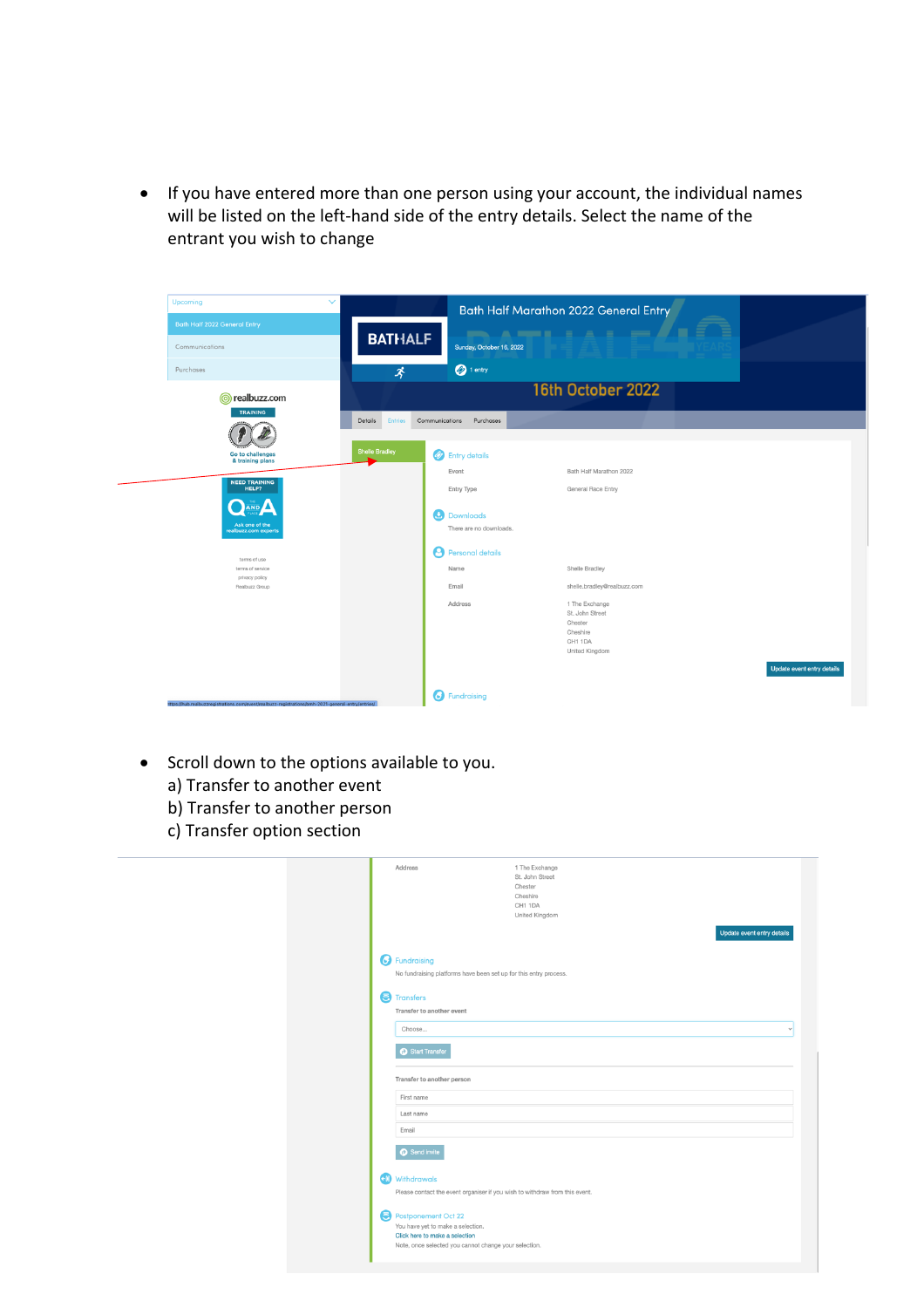- If you have entered more than one person using your account, the individual names will be listed on the left-hand side of the entry details. Select the name of the entrant you wish to change

- Scroll down to the options available to you.
  a) Transfer to another event
  b) Transfer to another person
  c) Transfer option section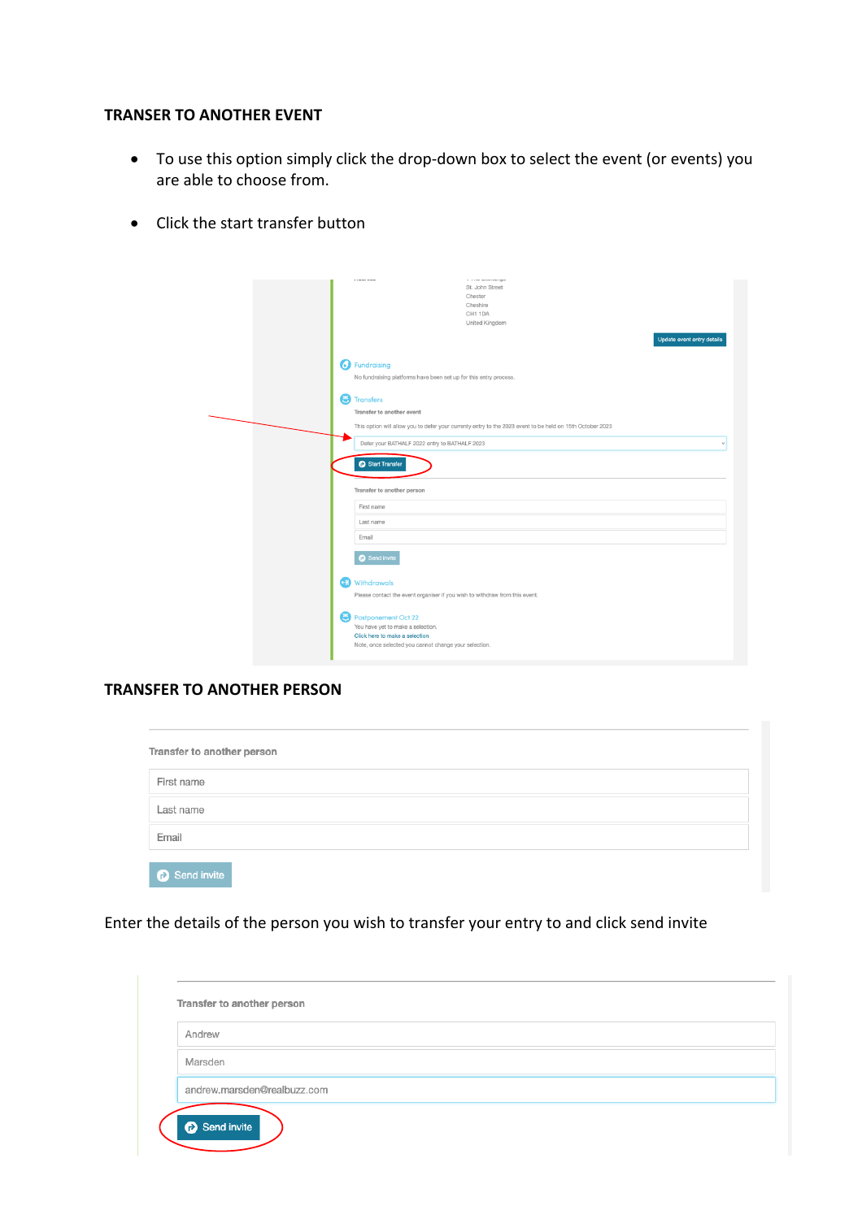## TRANSER TO ANOTHER EVENT

- To use this option simply click the drop-down box to select the event (or events) you are able to choose from.
- Click the start transfer button

## TRANSFER TO ANOTHER PERSON

Enter the details of the person you wish to transfer your entry to and click send invite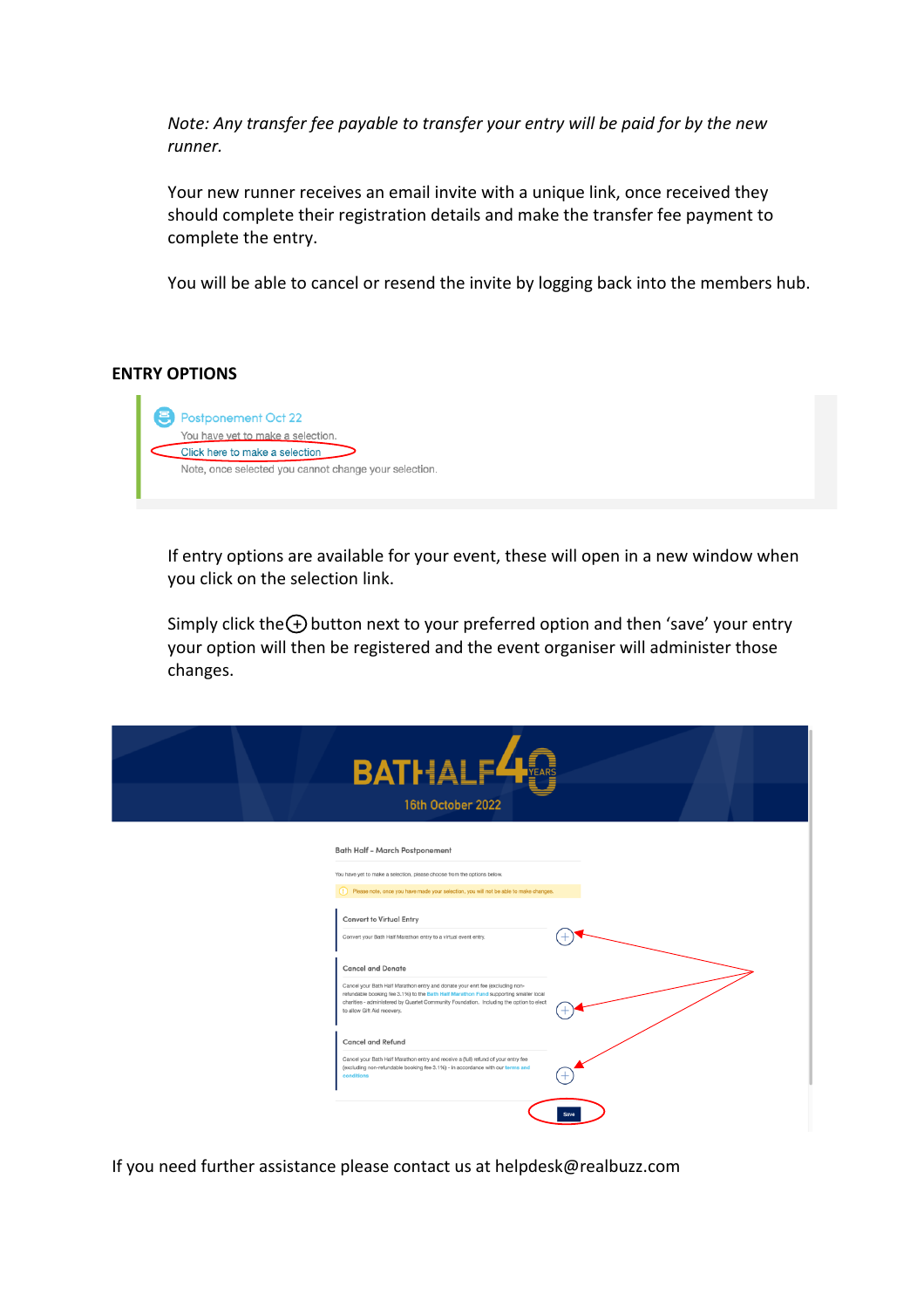*Note: Any transfer fee payable to transfer your entry will be paid for by the new runner.*

Your new runner receives an email invite with a unique link, once received they should complete their registration details and make the transfer fee payment to complete the entry.

You will be able to cancel or resend the invite by logging back into the members hub.

**ENTRY OPTIONS**

Postponement Oct 22

You have yet to make a selection.

Click here to make a selection

Note, once selected you cannot change your selection.

If entry options are available for your event, these will open in a new window when you click on the selection link.

Simply click the ⊕ button next to your preferred option and then 'save' your entry your option will then be registered and the event organiser will administer those changes.

BATHALF 40 YEARS

16th October 2022

Bath Half - March Postponement

You have yet to make a selection, please choose from the options below.

Please note, once you have made your selection, you will not be able to make changes.

Convert to Virtual Entry

Convert your Bath Half Marathon entry to a virtual event entry.

Cancel and Donate

Cancel your Bath Half Marathon entry and donate your ent fee (excluding non-refundable booking fee 3.1%) to the Bath Half Marathon Fund supporting smaller local charities - administered by Quartet Community Foundation. Including the option to elect to allow Gift Aid recovery.

Cancel and Refund

Cancel your Bath Half Marathon entry and receive a (full) refund of your entry fee (excluding non-refundable booking fee 3.1%) - in accordance with our terms and conditions

Save

If you need further assistance please contact us at helpdesk@realbuzz.com